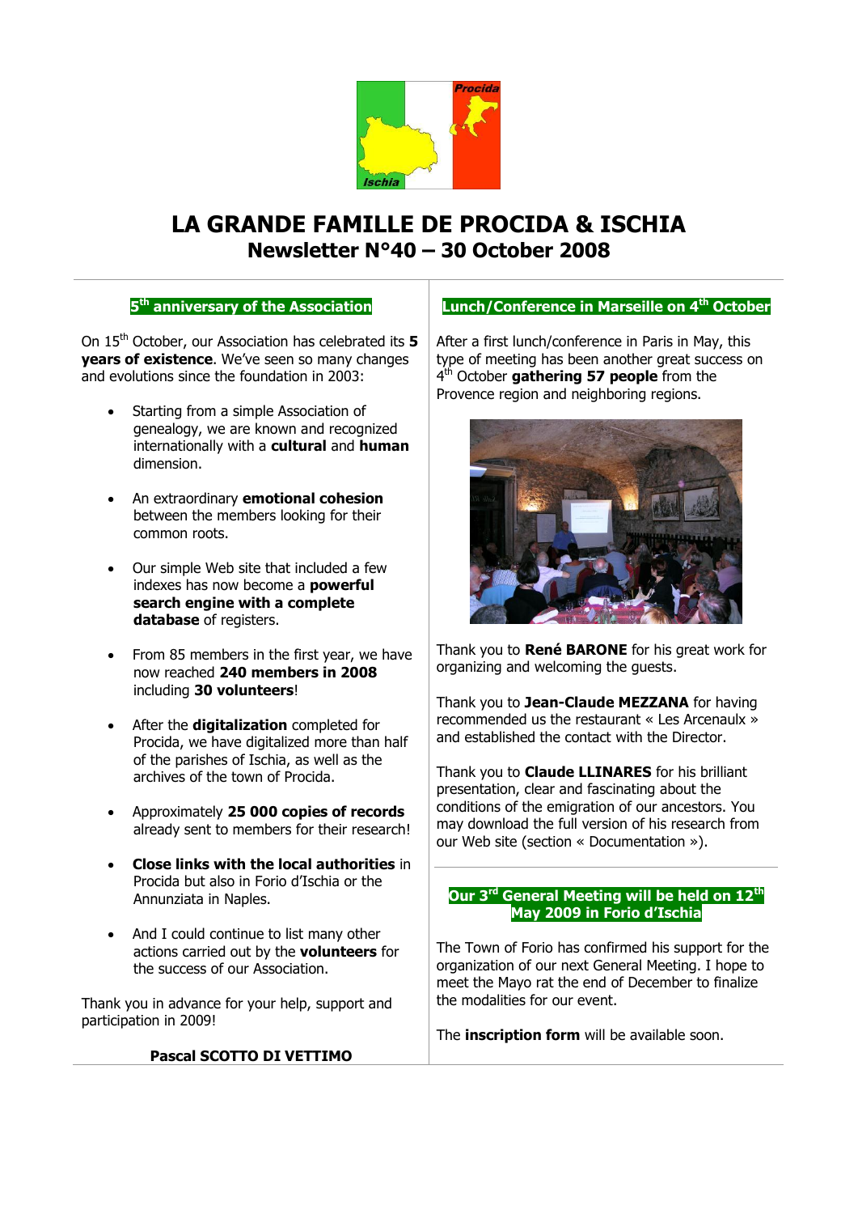# LA GRANDE FAMILLE DE PROCIDA & ISCHIA

## Newsletter N°40 – 30 October 2008

### 5th anniversary of the Association

On 15th October, our Association has celebrated its **5 years of existence**. We've seen so many changes and evolutions since the foundation in 2003:

- Starting from a simple Association of genealogy, we are known and recognized internationally with a **cultural** and **human** dimension.
- An extraordinary **emotional cohesion** between the members looking for their common roots.
- Our simple Web site that included a few indexes has now become a **powerful search engine with a complete database** of registers.
- From 85 members in the first year, we have now reached **240 members in 2008** including **30 volunteers**!
- After the **digitalization** completed for Procida, we have digitalized more than half of the parishes of Ischia, as well as the archives of the town of Procida.
- Approximately **25 000 copies of records** already sent to members for their research!
- **Close links with the local authorities** in Procida but also in Forio d'Ischia or the Annunziata in Naples.
- And I could continue to list many other actions carried out by the **volunteers** for the success of our Association.

Thank you in advance for your help, support and participation in 2009!

**Pascal SCOTTO DI VETTIMO**

### Lunch/Conference in Marseille on 4th October

After a first lunch/conference in Paris in May, this type of meeting has been another great success on 4th October **gathering 57 people** from the Provence region and neighboring regions.

Thank you to **René BARONE** for his great work for organizing and welcoming the guests.

Thank you to **Jean-Claude MEZZANA** for having recommended us the restaurant « Les Arcenaulx » and established the contact with the Director.

Thank you to **Claude LLINARES** for his brilliant presentation, clear and fascinating about the conditions of the emigration of our ancestors. You may download the full version of his research from our Web site (section « Documentation »).

### Our 3rd General Meeting will be held on 12th May 2009 in Forio d'Ischia

The Town of Forio has confirmed his support for the organization of our next General Meeting. I hope to meet the Mayo rat the end of December to finalize the modalities for our event.

The **inscription form** will be available soon.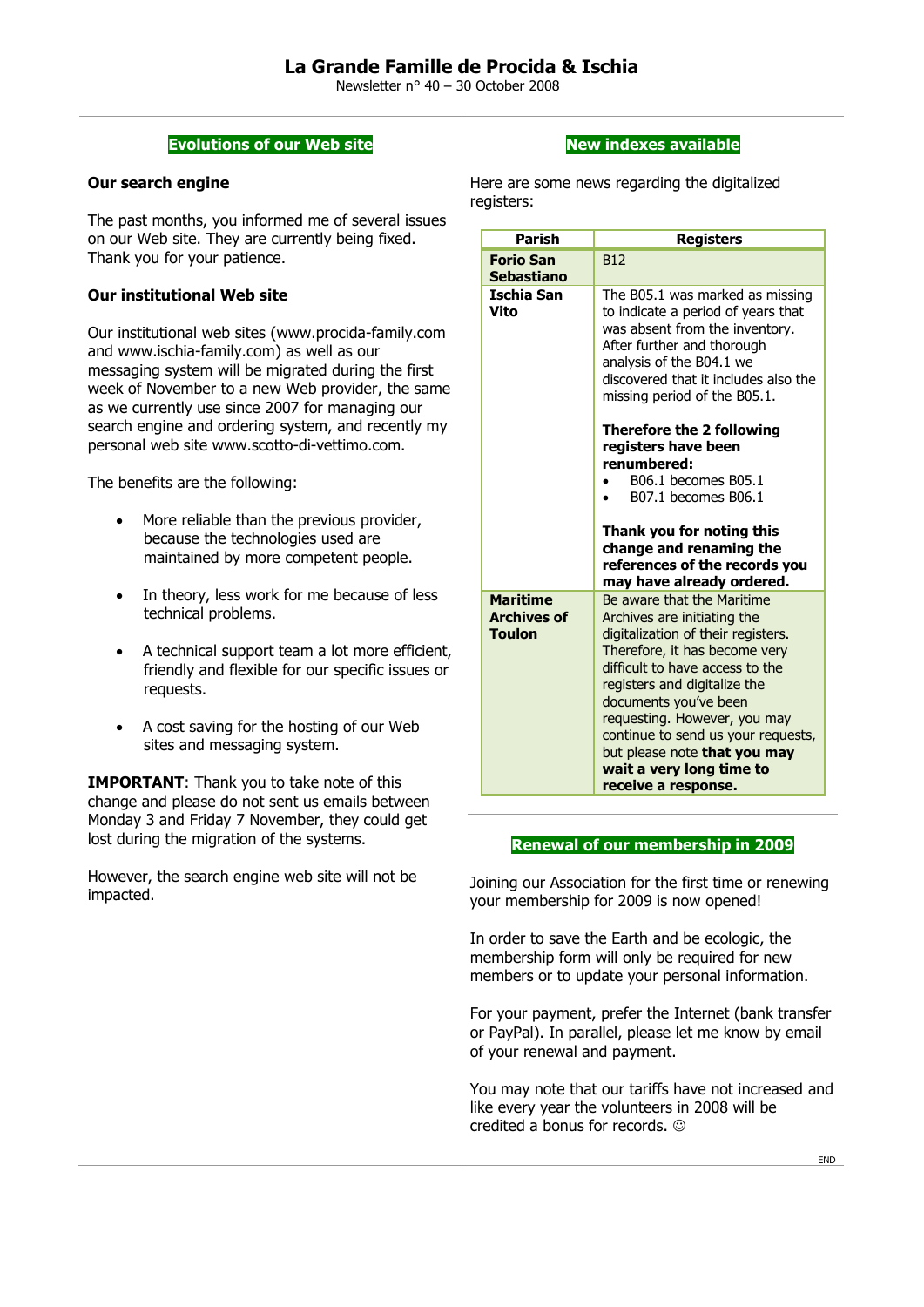# La Grande Famille de Procida & Ischia

Newsletter n° 40 – 30 October 2008

## Evolutions of our Web site

### Our search engine

The past months, you informed me of several issues on our Web site. They are currently being fixed. Thank you for your patience.

### Our institutional Web site

Our institutional web sites (www.procida-family.com and www.ischia-family.com) as well as our messaging system will be migrated during the first week of November to a new Web provider, the same as we currently use since 2007 for managing our search engine and ordering system, and recently my personal web site www.scotto-di-vettimo.com.

The benefits are the following:

- More reliable than the previous provider, because the technologies used are maintained by more competent people.
- In theory, less work for me because of less technical problems.
- A technical support team a lot more efficient, friendly and flexible for our specific issues or requests.
- A cost saving for the hosting of our Web sites and messaging system.

**IMPORTANT**: Thank you to take note of this change and please do not sent us emails between Monday 3 and Friday 7 November, they could get lost during the migration of the systems.

However, the search engine web site will not be impacted.

## New indexes available

Here are some news regarding the digitalized registers:

| Parish | Registers |
|---|---|
| **Forio San Sebastiano** | B12 |
| **Ischia San Vito** | The B05.1 was marked as missing to indicate a period of years that was absent from the inventory. After further and thorough analysis of the B04.1 we discovered that it includes also the missing period of the B05.1.<br><br>**Therefore the 2 following registers have been renumbered:**<br>• B06.1 becomes B05.1<br>• B07.1 becomes B06.1<br><br>**Thank you for noting this change and renaming the references of the records you may have already ordered.** |
| **Maritime Archives of Toulon** | Be aware that the Maritime Archives are initiating the digitalization of their registers. Therefore, it has become very difficult to have access to the registers and digitalize the documents you've been requesting. However, you may continue to send us your requests, but please note **that you may wait a very long time to receive a response.** |

## Renewal of our membership in 2009

Joining our Association for the first time or renewing your membership for 2009 is now opened!

In order to save the Earth and be ecologic, the membership form will only be required for new members or to update your personal information.

For your payment, prefer the Internet (bank transfer or PayPal). In parallel, please let me know by email of your renewal and payment.

You may note that our tariffs have not increased and like every year the volunteers in 2008 will be credited a bonus for records. ☺

END